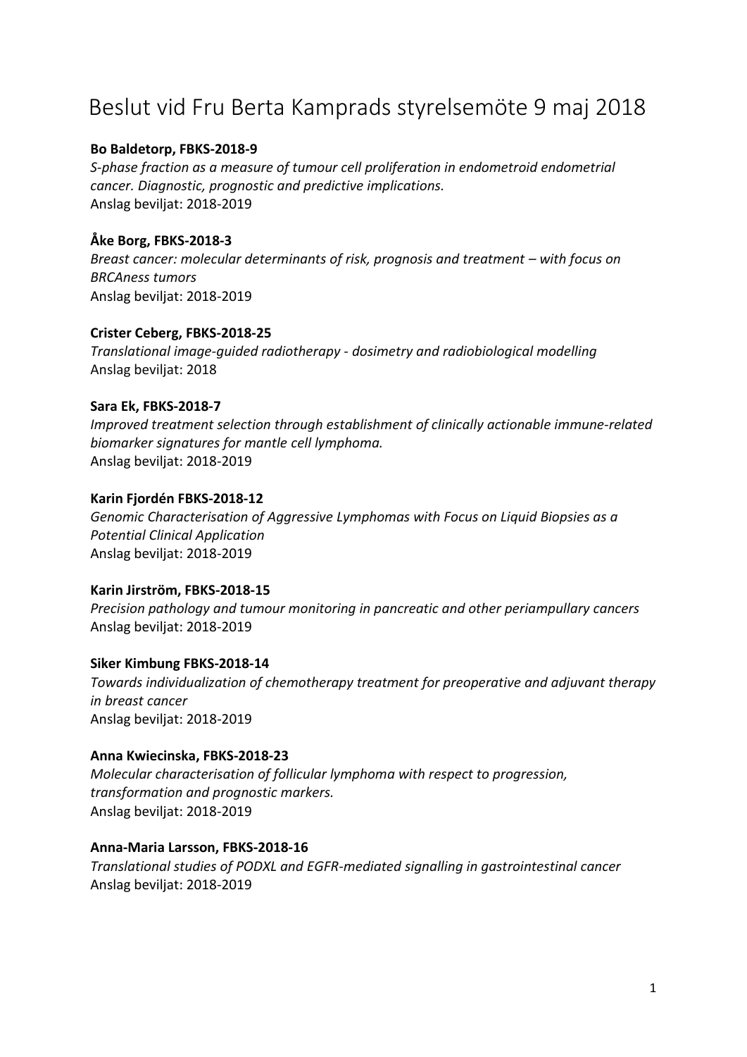# Beslut vid Fru Berta Kamprads styrelsemöte 9 maj 2018

**Bo Baldetorp, FBKS-2018-9**
*S-phase fraction as a measure of tumour cell proliferation in endometroid endometrial cancer. Diagnostic, prognostic and predictive implications.*
Anslag beviljat: 2018-2019

**Åke Borg, FBKS-2018-3**
*Breast cancer: molecular determinants of risk, prognosis and treatment – with focus on BRCAness tumors*
Anslag beviljat: 2018-2019

**Crister Ceberg, FBKS-2018-25**
*Translational image-guided radiotherapy - dosimetry and radiobiological modelling*
Anslag beviljat: 2018

**Sara Ek, FBKS-2018-7**
*Improved treatment selection through establishment of clinically actionable immune-related biomarker signatures for mantle cell lymphoma.*
Anslag beviljat: 2018-2019

**Karin Fjordén FBKS-2018-12**
*Genomic Characterisation of Aggressive Lymphomas with Focus on Liquid Biopsies as a Potential Clinical Application*
Anslag beviljat: 2018-2019

**Karin Jirström, FBKS-2018-15**
*Precision pathology and tumour monitoring in pancreatic and other periampullary cancers*
Anslag beviljat: 2018-2019

**Siker Kimbung FBKS-2018-14**
*Towards individualization of chemotherapy treatment for preoperative and adjuvant therapy in breast cancer*
Anslag beviljat: 2018-2019

**Anna Kwiecinska, FBKS-2018-23**
*Molecular characterisation of follicular lymphoma with respect to progression, transformation and prognostic markers.*
Anslag beviljat: 2018-2019

**Anna-Maria Larsson, FBKS-2018-16**
*Translational studies of PODXL and EGFR-mediated signalling in gastrointestinal cancer*
Anslag beviljat: 2018-2019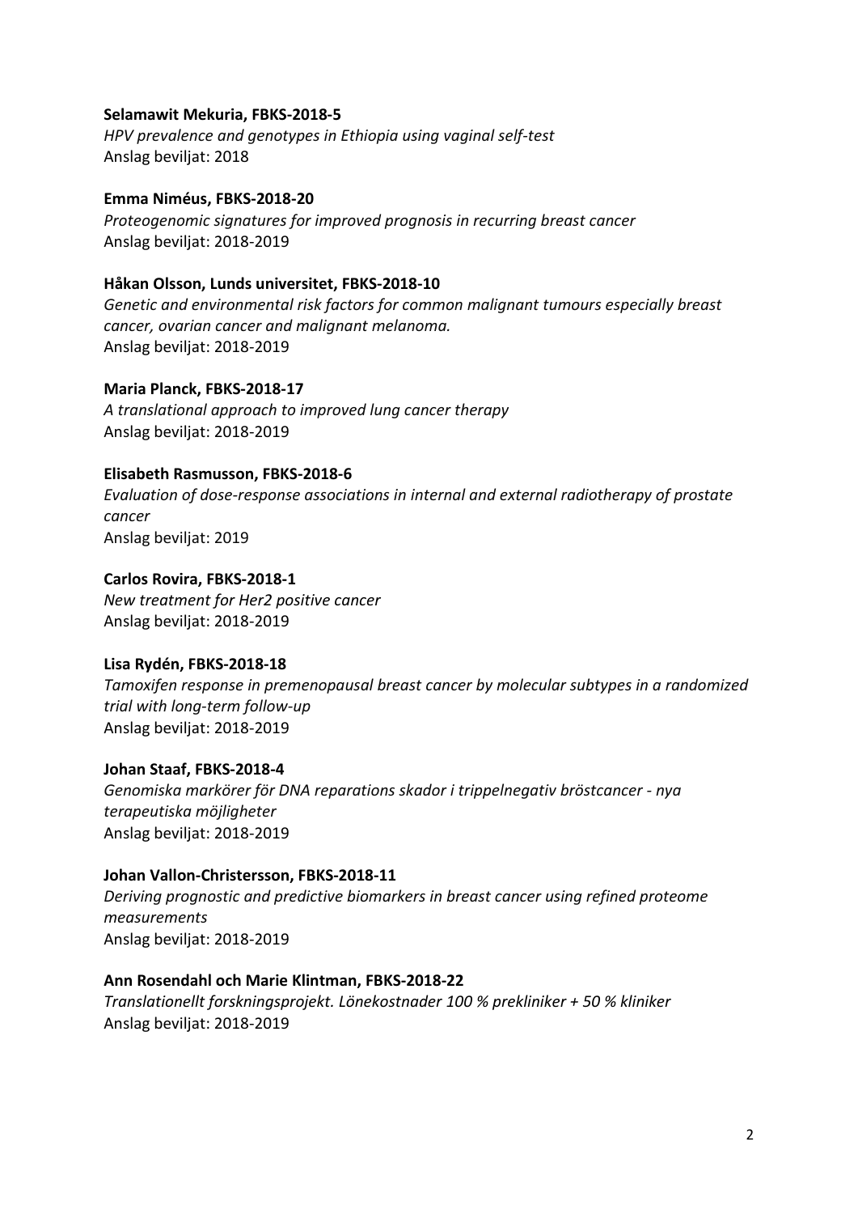**Selamawit Mekuria, FBKS-2018-5**
*HPV prevalence and genotypes in Ethiopia using vaginal self-test*
Anslag beviljat: 2018

**Emma Niméus, FBKS-2018-20**
*Proteogenomic signatures for improved prognosis in recurring breast cancer*
Anslag beviljat: 2018-2019

**Håkan Olsson, Lunds universitet, FBKS-2018-10**
*Genetic and environmental risk factors for common malignant tumours especially breast cancer, ovarian cancer and malignant melanoma.*
Anslag beviljat: 2018-2019

**Maria Planck, FBKS-2018-17**
*A translational approach to improved lung cancer therapy*
Anslag beviljat: 2018-2019

**Elisabeth Rasmusson, FBKS-2018-6**
*Evaluation of dose-response associations in internal and external radiotherapy of prostate cancer*
Anslag beviljat: 2019

**Carlos Rovira, FBKS-2018-1**
*New treatment for Her2 positive cancer*
Anslag beviljat: 2018-2019

**Lisa Rydén, FBKS-2018-18**
*Tamoxifen response in premenopausal breast cancer by molecular subtypes in a randomized trial with long-term follow-up*
Anslag beviljat: 2018-2019

**Johan Staaf, FBKS-2018-4**
*Genomiska markörer för DNA reparations skador i trippelnegativ bröstcancer - nya terapeutiska möjligheter*
Anslag beviljat: 2018-2019

**Johan Vallon-Christersson, FBKS-2018-11**
*Deriving prognostic and predictive biomarkers in breast cancer using refined proteome measurements*
Anslag beviljat: 2018-2019

**Ann Rosendahl och Marie Klintman, FBKS-2018-22**
*Translationellt forskningsprojekt. Lönekostnader 100 % prekliniker + 50 % kliniker*
Anslag beviljat: 2018-2019